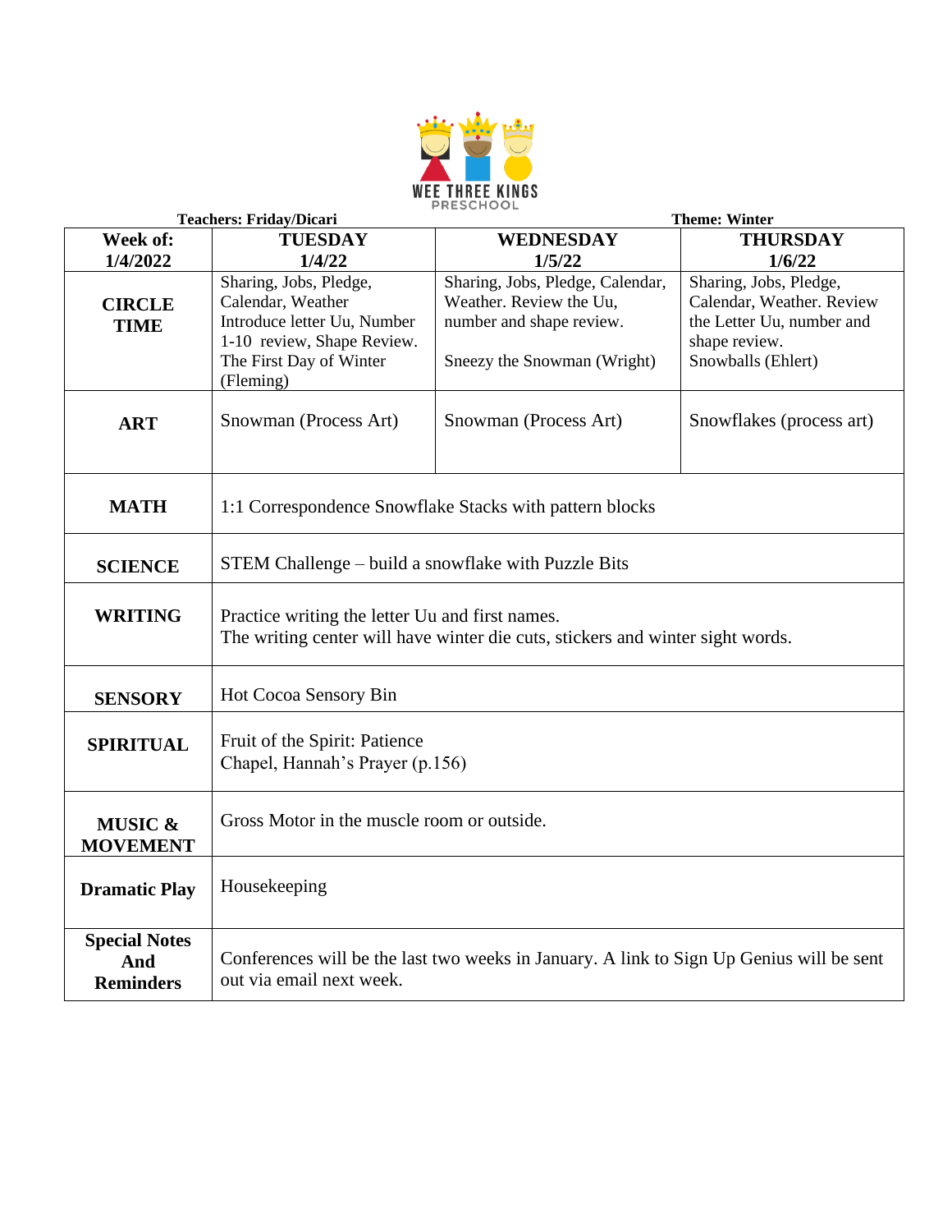WEE THREE KINGS PRESCHOOL

**Teachers: Friday/Dicari** **Theme: Winter**

| Week of: 1/4/2022 | TUESDAY 1/4/22 | WEDNESDAY 1/5/22 | THURSDAY 1/6/22 |
|---|---|---|---|
| **CIRCLE TIME** | Sharing, Jobs, Pledge, Calendar, Weather Introduce letter Uu, Number 1-10 review, Shape Review. The First Day of Winter (Fleming) | Sharing, Jobs, Pledge, Calendar, Weather. Review the Uu, number and shape review. Sneezy the Snowman (Wright) | Sharing, Jobs, Pledge, Calendar, Weather. Review the Letter Uu, number and shape review. Snowballs (Ehlert) |
| **ART** | Snowman (Process Art) | Snowman (Process Art) | Snowflakes (process art) |
| **MATH** | 1:1 Correspondence Snowflake Stacks with pattern blocks | | |
| **SCIENCE** | STEM Challenge – build a snowflake with Puzzle Bits | | |
| **WRITING** | Practice writing the letter Uu and first names. The writing center will have winter die cuts, stickers and winter sight words. | | |
| **SENSORY** | Hot Cocoa Sensory Bin | | |
| **SPIRITUAL** | Fruit of the Spirit: Patience Chapel, Hannah's Prayer (p.156) | | |
| **MUSIC & MOVEMENT** | Gross Motor in the muscle room or outside. | | |
| **Dramatic Play** | Housekeeping | | |
| **Special Notes And Reminders** | Conferences will be the last two weeks in January. A link to Sign Up Genius will be sent out via email next week. | | |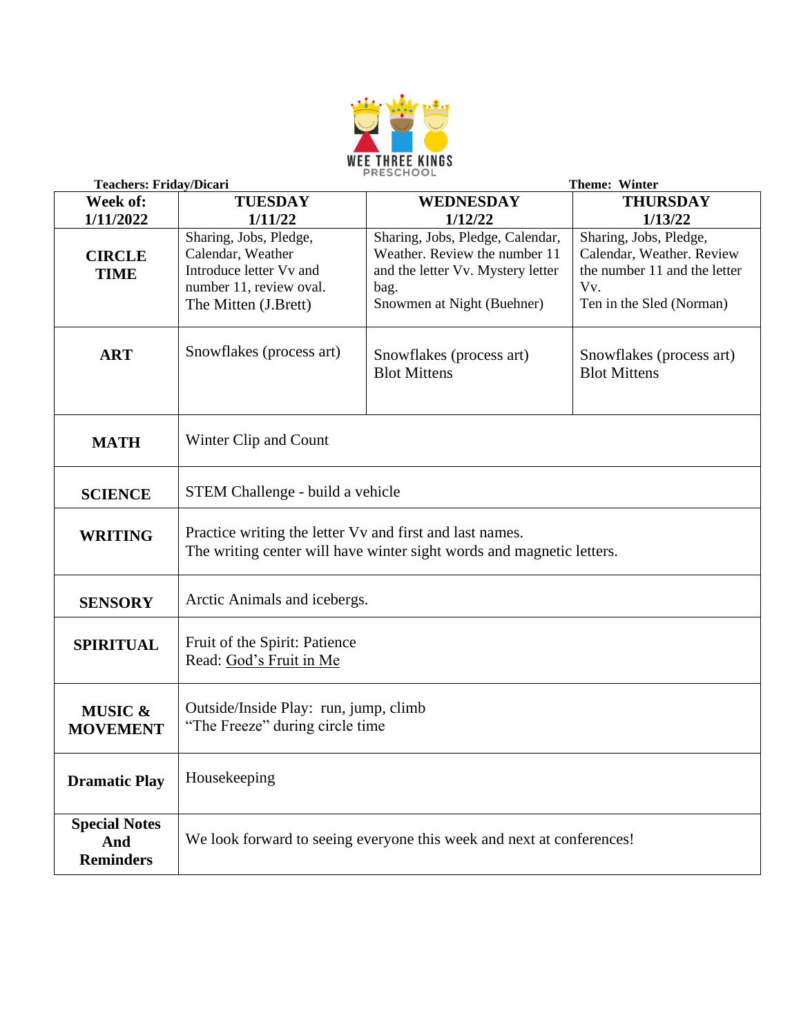WEE THREE KINGS PRESCHOOL

**Teachers: Friday/Dicari** **Theme: Winter**

| Week of: 1/11/2022 | TUESDAY 1/11/22 | WEDNESDAY 1/12/22 | THURSDAY 1/13/22 |
|---|---|---|---|
| **CIRCLE TIME** | Sharing, Jobs, Pledge, Calendar, Weather Introduce letter Vv and number 11, review oval. The Mitten (J.Brett) | Sharing, Jobs, Pledge, Calendar, Weather. Review the number 11 and the letter Vv. Mystery letter bag. Snowmen at Night (Buehner) | Sharing, Jobs, Pledge, Calendar, Weather. Review the number 11 and the letter Vv. Ten in the Sled (Norman) |
| **ART** | Snowflakes (process art) | Snowflakes (process art) Blot Mittens | Snowflakes (process art) Blot Mittens |
| **MATH** | Winter Clip and Count | | |
| **SCIENCE** | STEM Challenge - build a vehicle | | |
| **WRITING** | Practice writing the letter Vv and first and last names. The writing center will have winter sight words and magnetic letters. | | |
| **SENSORY** | Arctic Animals and icebergs. | | |
| **SPIRITUAL** | Fruit of the Spirit: Patience Read: God's Fruit in Me | | |
| **MUSIC & MOVEMENT** | Outside/Inside Play: run, jump, climb "The Freeze" during circle time | | |
| **Dramatic Play** | Housekeeping | | |
| **Special Notes And Reminders** | We look forward to seeing everyone this week and next at conferences! | | |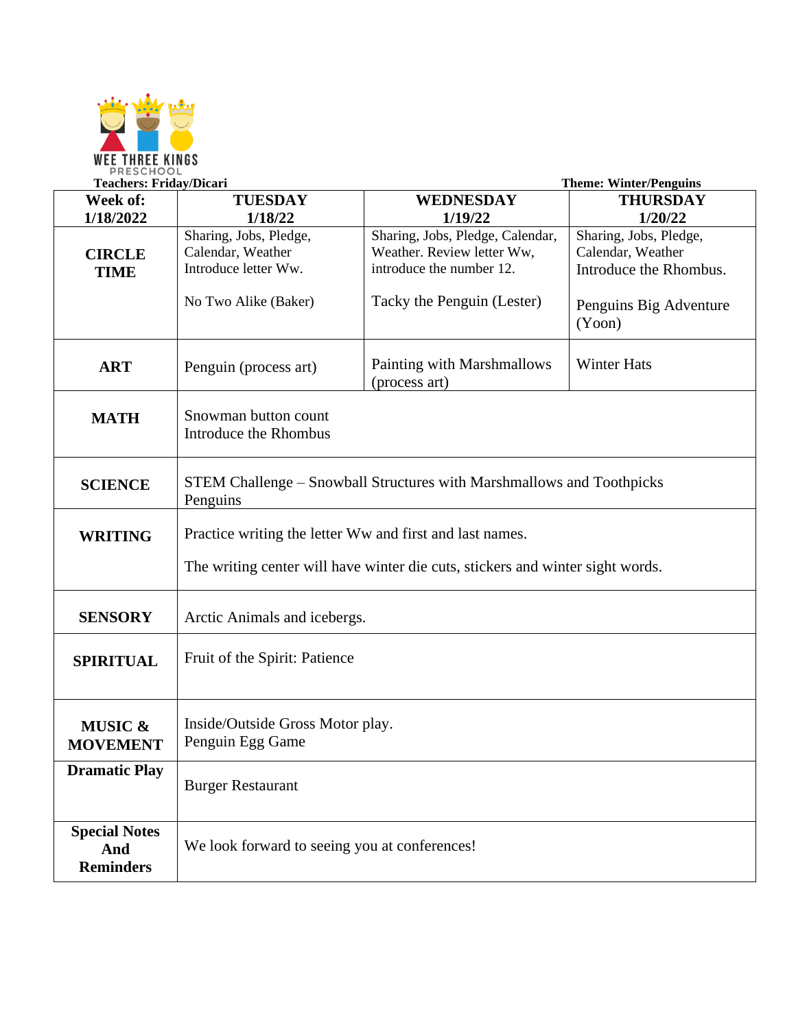WEE THREE KINGS PRESCHOOL

**Teachers: Friday/Dicari** **Theme: Winter/Penguins**

| Week of: 1/18/2022 | TUESDAY 1/18/22 | WEDNESDAY 1/19/22 | THURSDAY 1/20/22 |
|---|---|---|---|
| **CIRCLE TIME** | Sharing, Jobs, Pledge, Calendar, Weather Introduce letter Ww. No Two Alike (Baker) | Sharing, Jobs, Pledge, Calendar, Weather. Review letter Ww, introduce the number 12. Tacky the Penguin (Lester) | Sharing, Jobs, Pledge, Calendar, Weather Introduce the Rhombus. Penguins Big Adventure (Yoon) |
| **ART** | Penguin (process art) | Painting with Marshmallows (process art) | Winter Hats |
| **MATH** | Snowman button count Introduce the Rhombus | | |
| **SCIENCE** | STEM Challenge – Snowball Structures with Marshmallows and Toothpicks Penguins | | |
| **WRITING** | Practice writing the letter Ww and first and last names. The writing center will have winter die cuts, stickers and winter sight words. | | |
| **SENSORY** | Arctic Animals and icebergs. | | |
| **SPIRITUAL** | Fruit of the Spirit: Patience | | |
| **MUSIC & MOVEMENT** | Inside/Outside Gross Motor play. Penguin Egg Game | | |
| **Dramatic Play** | Burger Restaurant | | |
| **Special Notes And Reminders** | We look forward to seeing you at conferences! | | |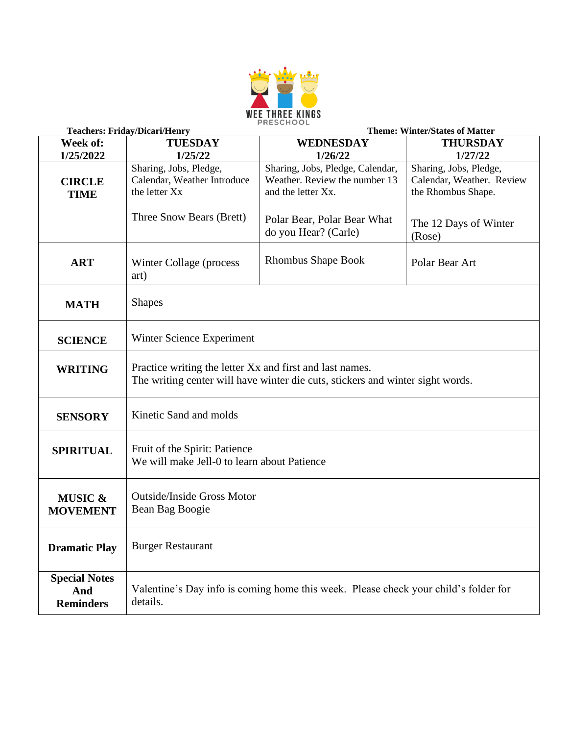WEE THREE KINGS
PRESCHOOL

**Teachers: Friday/Dicari/Henry** **Theme: Winter/States of Matter**

| Week of: 1/25/2022 | TUESDAY 1/25/22 | WEDNESDAY 1/26/22 | THURSDAY 1/27/22 |
|---|---|---|---|
| **CIRCLE TIME** | Sharing, Jobs, Pledge, Calendar, Weather Introduce the letter Xx<br><br>Three Snow Bears (Brett) | Sharing, Jobs, Pledge, Calendar, Weather. Review the number 13 and the letter Xx.<br><br>Polar Bear, Polar Bear What do you Hear? (Carle) | Sharing, Jobs, Pledge, Calendar, Weather. Review the Rhombus Shape.<br><br>The 12 Days of Winter (Rose) |
| **ART** | Winter Collage (process art) | Rhombus Shape Book | Polar Bear Art |
| **MATH** | Shapes | | |
| **SCIENCE** | Winter Science Experiment | | |
| **WRITING** | Practice writing the letter Xx and first and last names.<br>The writing center will have winter die cuts, stickers and winter sight words. | | |
| **SENSORY** | Kinetic Sand and molds | | |
| **SPIRITUAL** | Fruit of the Spirit: Patience<br>We will make Jell-0 to learn about Patience | | |
| **MUSIC & MOVEMENT** | Outside/Inside Gross Motor<br>Bean Bag Boogie | | |
| **Dramatic Play** | Burger Restaurant | | |
| **Special Notes And Reminders** | Valentine's Day info is coming home this week. Please check your child's folder for details. | | |